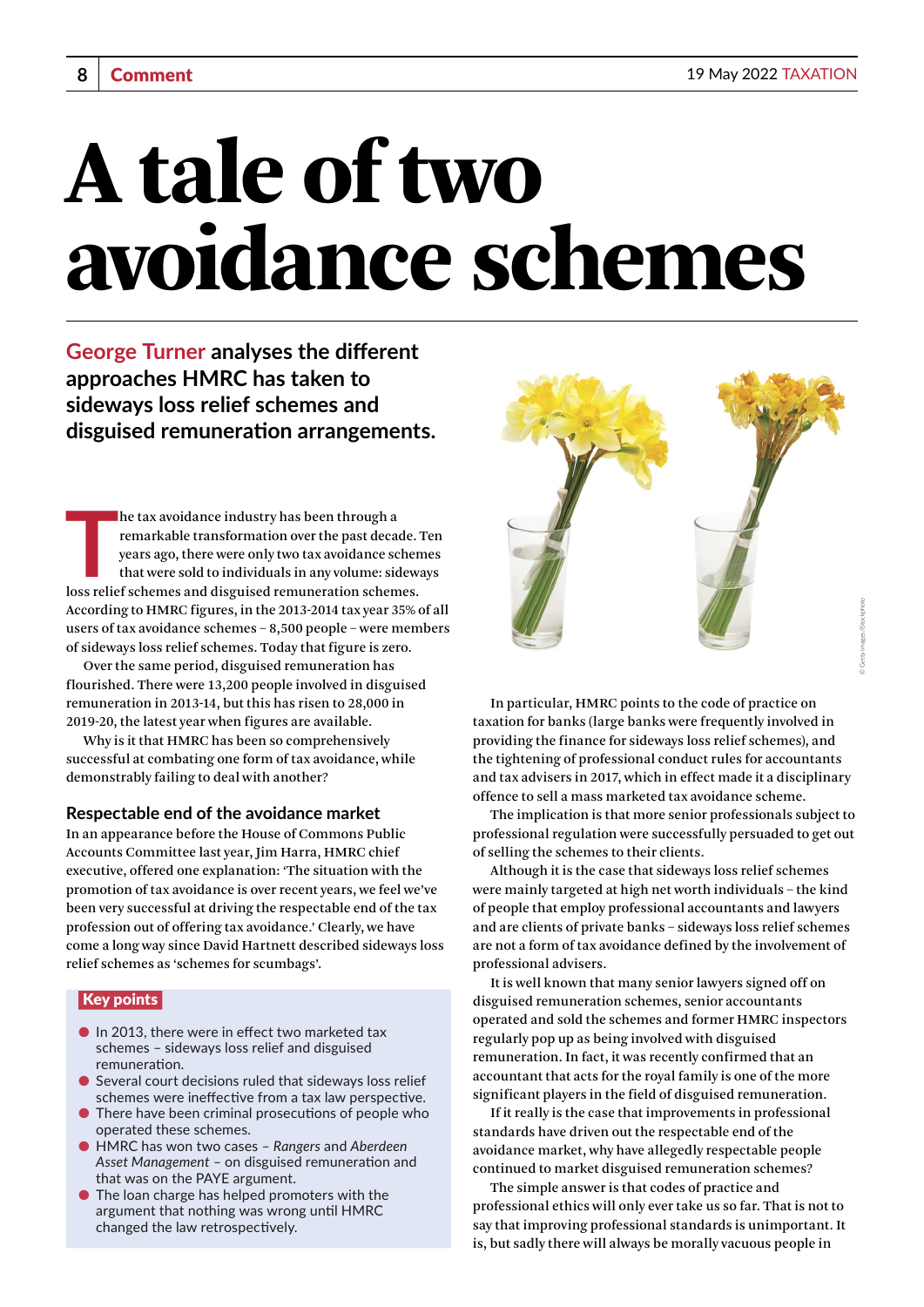# A tale of two avoidance schemes

**George Turner analyses the different approaches HMRC has taken to sideways loss relief schemes and disguised remuneration arrangements.**

The tax avoidance industry has been through a remarkable transformation over the past decade. Ten years ago, there were only two tax avoidance schemes that were sold to individuals in any volume: sideways loss relief schemes and disguised remuneration schemes. According to HMRC figures, in the 2013-2014 tax year 35% of all users of tax avoidance schemes – 8,500 people – were members of sideways loss relief schemes. Today that figure is zero.

Over the same period, disguised remuneration has flourished. There were 13,200 people involved in disguised remuneration in 2013-14, but this has risen to 28,000 in 2019-20, the latest year when figures are available.

Why is it that HMRC has been so comprehensively successful at combating one form of tax avoidance, while demonstrably failing to deal with another?

## Respectable end of the avoidance market

In an appearance before the House of Commons Public Accounts Committee last year, Jim Harra, HMRC chief executive, offered one explanation: 'The situation with the promotion of tax avoidance is over recent years, we feel we've been very successful at driving the respectable end of the tax profession out of offering tax avoidance.' Clearly, we have come a long way since David Hartnett described sideways loss relief schemes as 'schemes for scumbags'.

> **Key points**
>
> - In 2013, there were in effect two marketed tax schemes – sideways loss relief and disguised remuneration.
> - Several court decisions ruled that sideways loss relief schemes were ineffective from a tax law perspective.
> - There have been criminal prosecutions of people who operated these schemes.
> - HMRC has won two cases – *Rangers* and *Aberdeen Asset Management* – on disguised remuneration and that was on the PAYE argument.
> - The loan charge has helped promoters with the argument that nothing was wrong until HMRC changed the law retrospectively.

In particular, HMRC points to the code of practice on taxation for banks (large banks were frequently involved in providing the finance for sideways loss relief schemes), and the tightening of professional conduct rules for accountants and tax advisers in 2017, which in effect made it a disciplinary offence to sell a mass marketed tax avoidance scheme.

The implication is that more senior professionals subject to professional regulation were successfully persuaded to get out of selling the schemes to their clients.

Although it is the case that sideways loss relief schemes were mainly targeted at high net worth individuals – the kind of people that employ professional accountants and lawyers and are clients of private banks – sideways loss relief schemes are not a form of tax avoidance defined by the involvement of professional advisers.

It is well known that many senior lawyers signed off on disguised remuneration schemes, senior accountants operated and sold the schemes and former HMRC inspectors regularly pop up as being involved with disguised remuneration. In fact, it was recently confirmed that an accountant that acts for the royal family is one of the more significant players in the field of disguised remuneration.

If it really is the case that improvements in professional standards have driven out the respectable end of the avoidance market, why have allegedly respectable people continued to market disguised remuneration schemes?

The simple answer is that codes of practice and professional ethics will only ever take us so far. That is not to say that improving professional standards is unimportant. It is, but sadly there will always be morally vacuous people in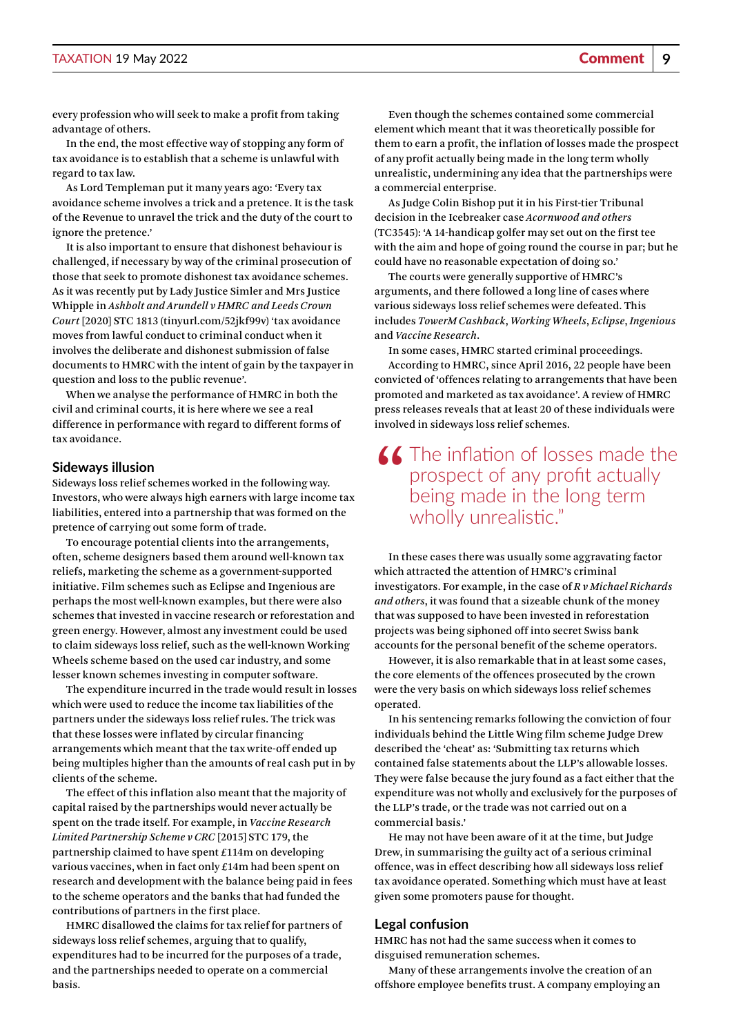every profession who will seek to make a profit from taking advantage of others.

In the end, the most effective way of stopping any form of tax avoidance is to establish that a scheme is unlawful with regard to tax law.

As Lord Templeman put it many years ago: 'Every tax avoidance scheme involves a trick and a pretence. It is the task of the Revenue to unravel the trick and the duty of the court to ignore the pretence.'

It is also important to ensure that dishonest behaviour is challenged, if necessary by way of the criminal prosecution of those that seek to promote dishonest tax avoidance schemes. As it was recently put by Lady Justice Simler and Mrs Justice Whipple in *Ashbolt and Arundell v HMRC and Leeds Crown Court* [2020] STC 1813 (tinyurl.com/52jkf99v) 'tax avoidance moves from lawful conduct to criminal conduct when it involves the deliberate and dishonest submission of false documents to HMRC with the intent of gain by the taxpayer in question and loss to the public revenue'.

When we analyse the performance of HMRC in both the civil and criminal courts, it is here where we see a real difference in performance with regard to different forms of tax avoidance.

## Sideways illusion

Sideways loss relief schemes worked in the following way. Investors, who were always high earners with large income tax liabilities, entered into a partnership that was formed on the pretence of carrying out some form of trade.

To encourage potential clients into the arrangements, often, scheme designers based them around well-known tax reliefs, marketing the scheme as a government-supported initiative. Film schemes such as Eclipse and Ingenious are perhaps the most well-known examples, but there were also schemes that invested in vaccine research or reforestation and green energy. However, almost any investment could be used to claim sideways loss relief, such as the well-known Working Wheels scheme based on the used car industry, and some lesser known schemes investing in computer software.

The expenditure incurred in the trade would result in losses which were used to reduce the income tax liabilities of the partners under the sideways loss relief rules. The trick was that these losses were inflated by circular financing arrangements which meant that the tax write-off ended up being multiples higher than the amounts of real cash put in by clients of the scheme.

The effect of this inflation also meant that the majority of capital raised by the partnerships would never actually be spent on the trade itself. For example, in *Vaccine Research Limited Partnership Scheme v CRC* [2015] STC 179, the partnership claimed to have spent £114m on developing various vaccines, when in fact only £14m had been spent on research and development with the balance being paid in fees to the scheme operators and the banks that had funded the contributions of partners in the first place.

HMRC disallowed the claims for tax relief for partners of sideways loss relief schemes, arguing that to qualify, expenditures had to be incurred for the purposes of a trade, and the partnerships needed to operate on a commercial basis.

Even though the schemes contained some commercial element which meant that it was theoretically possible for them to earn a profit, the inflation of losses made the prospect of any profit actually being made in the long term wholly unrealistic, undermining any idea that the partnerships were a commercial enterprise.

As Judge Colin Bishop put it in his First-tier Tribunal decision in the Icebreaker case *Acornwood and others* (TC3545): 'A 14-handicap golfer may set out on the first tee with the aim and hope of going round the course in par; but he could have no reasonable expectation of doing so.'

The courts were generally supportive of HMRC's arguments, and there followed a long line of cases where various sideways loss relief schemes were defeated. This includes *TowerM Cashback*, *Working Wheels*, *Eclipse*, *Ingenious* and *Vaccine Research*.

In some cases, HMRC started criminal proceedings.

According to HMRC, since April 2016, 22 people have been convicted of 'offences relating to arrangements that have been promoted and marketed as tax avoidance'. A review of HMRC press releases reveals that at least 20 of these individuals were involved in sideways loss relief schemes.

> "The inflation of losses made the prospect of any profit actually being made in the long term wholly unrealistic."

In these cases there was usually some aggravating factor which attracted the attention of HMRC's criminal investigators. For example, in the case of *R v Michael Richards and others*, it was found that a sizeable chunk of the money that was supposed to have been invested in reforestation projects was being siphoned off into secret Swiss bank accounts for the personal benefit of the scheme operators.

However, it is also remarkable that in at least some cases, the core elements of the offences prosecuted by the crown were the very basis on which sideways loss relief schemes operated.

In his sentencing remarks following the conviction of four individuals behind the Little Wing film scheme Judge Drew described the 'cheat' as: 'Submitting tax returns which contained false statements about the LLP's allowable losses. They were false because the jury found as a fact either that the expenditure was not wholly and exclusively for the purposes of the LLP's trade, or the trade was not carried out on a commercial basis.'

He may not have been aware of it at the time, but Judge Drew, in summarising the guilty act of a serious criminal offence, was in effect describing how all sideways loss relief tax avoidance operated. Something which must have at least given some promoters pause for thought.

## Legal confusion

HMRC has not had the same success when it comes to disguised remuneration schemes.

Many of these arrangements involve the creation of an offshore employee benefits trust. A company employing an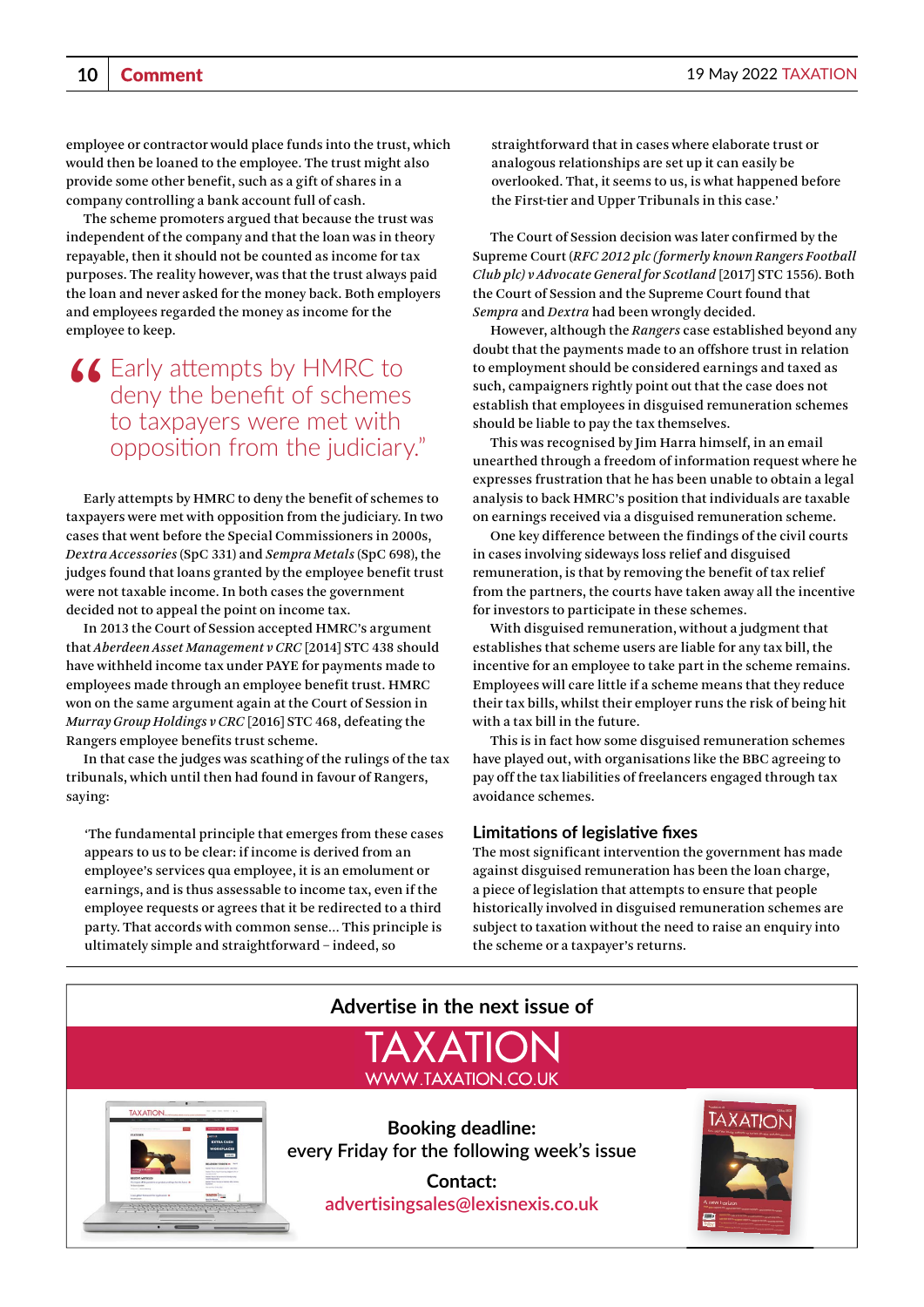employee or contractor would place funds into the trust, which would then be loaned to the employee. The trust might also provide some other benefit, such as a gift of shares in a company controlling a bank account full of cash.

The scheme promoters argued that because the trust was independent of the company and that the loan was in theory repayable, then it should not be counted as income for tax purposes. The reality however, was that the trust always paid the loan and never asked for the money back. Both employers and employees regarded the money as income for the employee to keep.

> “Early attempts by HMRC to deny the benefit of schemes to taxpayers were met with opposition from the judiciary.”

Early attempts by HMRC to deny the benefit of schemes to taxpayers were met with opposition from the judiciary. In two cases that went before the Special Commissioners in 2000s, *Dextra Accessories* (SpC 331) and *Sempra Metals* (SpC 698), the judges found that loans granted by the employee benefit trust were not taxable income. In both cases the government decided not to appeal the point on income tax.

In 2013 the Court of Session accepted HMRC's argument that *Aberdeen Asset Management v CRC* [2014] STC 438 should have withheld income tax under PAYE for payments made to employees made through an employee benefit trust. HMRC won on the same argument again at the Court of Session in *Murray Group Holdings v CRC* [2016] STC 468, defeating the Rangers employee benefits trust scheme.

In that case the judges was scathing of the rulings of the tax tribunals, which until then had found in favour of Rangers, saying:

> 'The fundamental principle that emerges from these cases appears to us to be clear: if income is derived from an employee's services qua employee, it is an emolument or earnings, and is thus assessable to income tax, even if the employee requests or agrees that it be redirected to a third party. That accords with common sense... This principle is ultimately simple and straightforward – indeed, so straightforward that in cases where elaborate trust or analogous relationships are set up it can easily be overlooked. That, it seems to us, is what happened before the First-tier and Upper Tribunals in this case.'

The Court of Session decision was later confirmed by the Supreme Court (*RFC 2012 plc (formerly known Rangers Football Club plc) v Advocate General for Scotland* [2017] STC 1556). Both the Court of Session and the Supreme Court found that *Sempra* and *Dextra* had been wrongly decided.

However, although the *Rangers* case established beyond any doubt that the payments made to an offshore trust in relation to employment should be considered earnings and taxed as such, campaigners rightly point out that the case does not establish that employees in disguised remuneration schemes should be liable to pay the tax themselves.

This was recognised by Jim Harra himself, in an email unearthed through a freedom of information request where he expresses frustration that he has been unable to obtain a legal analysis to back HMRC's position that individuals are taxable on earnings received via a disguised remuneration scheme.

One key difference between the findings of the civil courts in cases involving sideways loss relief and disguised remuneration, is that by removing the benefit of tax relief from the partners, the courts have taken away all the incentive for investors to participate in these schemes.

With disguised remuneration, without a judgment that establishes that scheme users are liable for any tax bill, the incentive for an employee to take part in the scheme remains. Employees will care little if a scheme means that they reduce their tax bills, whilst their employer runs the risk of being hit with a tax bill in the future.

This is in fact how some disguised remuneration schemes have played out, with organisations like the BBC agreeing to pay off the tax liabilities of freelancers engaged through tax avoidance schemes.

## Limitations of legislative fixes

The most significant intervention the government has made against disguised remuneration has been the loan charge, a piece of legislation that attempts to ensure that people historically involved in disguised remuneration schemes are subject to taxation without the need to raise an enquiry into the scheme or a taxpayer's returns.

**Advertise in the next issue of**

**TAXATION**
WWW.TAXATION.CO.UK

**Booking deadline:**
every Friday for the following week's issue

**Contact:**
advertisingsales@lexisnexis.co.uk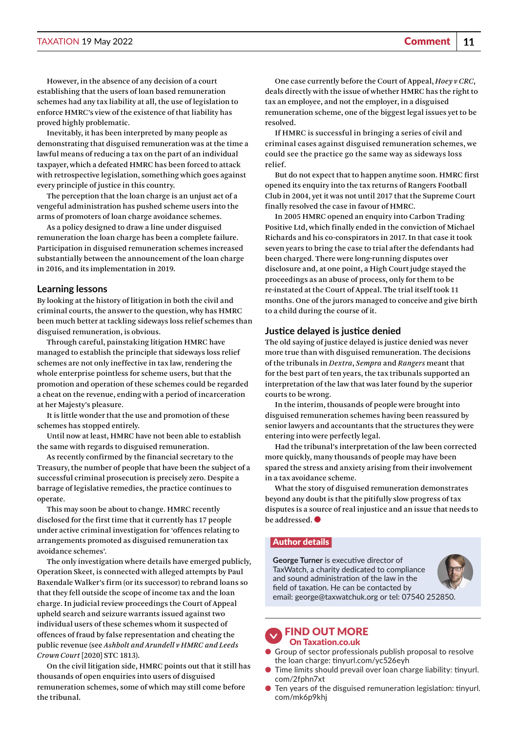However, in the absence of any decision of a court establishing that the users of loan based remuneration schemes had any tax liability at all, the use of legislation to enforce HMRC's view of the existence of that liability has proved highly problematic.

Inevitably, it has been interpreted by many people as demonstrating that disguised remuneration was at the time a lawful means of reducing a tax on the part of an individual taxpayer, which a defeated HMRC has been forced to attack with retrospective legislation, something which goes against every principle of justice in this country.

The perception that the loan charge is an unjust act of a vengeful administration has pushed scheme users into the arms of promoters of loan charge avoidance schemes.

As a policy designed to draw a line under disguised remuneration the loan charge has been a complete failure. Participation in disguised remuneration schemes increased substantially between the announcement of the loan charge in 2016, and its implementation in 2019.

## Learning lessons

By looking at the history of litigation in both the civil and criminal courts, the answer to the question, why has HMRC been much better at tackling sideways loss relief schemes than disguised remuneration, is obvious.

Through careful, painstaking litigation HMRC have managed to establish the principle that sideways loss relief schemes are not only ineffective in tax law, rendering the whole enterprise pointless for scheme users, but that the promotion and operation of these schemes could be regarded a cheat on the revenue, ending with a period of incarceration at her Majesty's pleasure.

It is little wonder that the use and promotion of these schemes has stopped entirely.

Until now at least, HMRC have not been able to establish the same with regards to disguised remuneration.

As recently confirmed by the financial secretary to the Treasury, the number of people that have been the subject of a successful criminal prosecution is precisely zero. Despite a barrage of legislative remedies, the practice continues to operate.

This may soon be about to change. HMRC recently disclosed for the first time that it currently has 17 people under active criminal investigation for 'offences relating to arrangements promoted as disguised remuneration tax avoidance schemes'.

The only investigation where details have emerged publicly, Operation Skeet, is connected with alleged attempts by Paul Baxendale Walker's firm (or its successor) to rebrand loans so that they fell outside the scope of income tax and the loan charge. In judicial review proceedings the Court of Appeal upheld search and seizure warrants issued against two individual users of these schemes whom it suspected of offences of fraud by false representation and cheating the public revenue (see *Ashbolt and Arundell v HMRC and Leeds Crown Court* [2020] STC 1813).

On the civil litigation side, HMRC points out that it still has thousands of open enquiries into users of disguised remuneration schemes, some of which may still come before the tribunal.

One case currently before the Court of Appeal, *Hoey v CRC*, deals directly with the issue of whether HMRC has the right to tax an employee, and not the employer, in a disguised remuneration scheme, one of the biggest legal issues yet to be resolved.

If HMRC is successful in bringing a series of civil and criminal cases against disguised remuneration schemes, we could see the practice go the same way as sideways loss relief.

But do not expect that to happen anytime soon. HMRC first opened its enquiry into the tax returns of Rangers Football Club in 2004, yet it was not until 2017 that the Supreme Court finally resolved the case in favour of HMRC.

In 2005 HMRC opened an enquiry into Carbon Trading Positive Ltd, which finally ended in the conviction of Michael Richards and his co-conspirators in 2017. In that case it took seven years to bring the case to trial after the defendants had been charged. There were long-running disputes over disclosure and, at one point, a High Court judge stayed the proceedings as an abuse of process, only for them to be re-instated at the Court of Appeal. The trial itself took 11 months. One of the jurors managed to conceive and give birth to a child during the course of it.

## Justice delayed is justice denied

The old saying of justice delayed is justice denied was never more true than with disguised remuneration. The decisions of the tribunals in *Dextra*, *Sempra* and *Rangers* meant that for the best part of ten years, the tax tribunals supported an interpretation of the law that was later found by the superior courts to be wrong.

In the interim, thousands of people were brought into disguised remuneration schemes having been reassured by senior lawyers and accountants that the structures they were entering into were perfectly legal.

Had the tribunal's interpretation of the law been corrected more quickly, many thousands of people may have been spared the stress and anxiety arising from their involvement in a tax avoidance scheme.

What the story of disguised remuneration demonstrates beyond any doubt is that the pitifully slow progress of tax disputes is a source of real injustice and an issue that needs to be addressed.

### Author details

**George Turner** is executive director of TaxWatch, a charity dedicated to compliance and sound administration of the law in the field of taxation. He can be contacted by email: george@taxwatchuk.org or tel: 07540 252850.

### FIND OUT MORE
**On Taxation.co.uk**

- Group of sector professionals publish proposal to resolve the loan charge: tinyurl.com/yc526eyh
- Time limits should prevail over loan charge liability: tinyurl.com/2fphn7xt
- Ten years of the disguised remuneration legislation: tinyurl.com/mk6p9khj